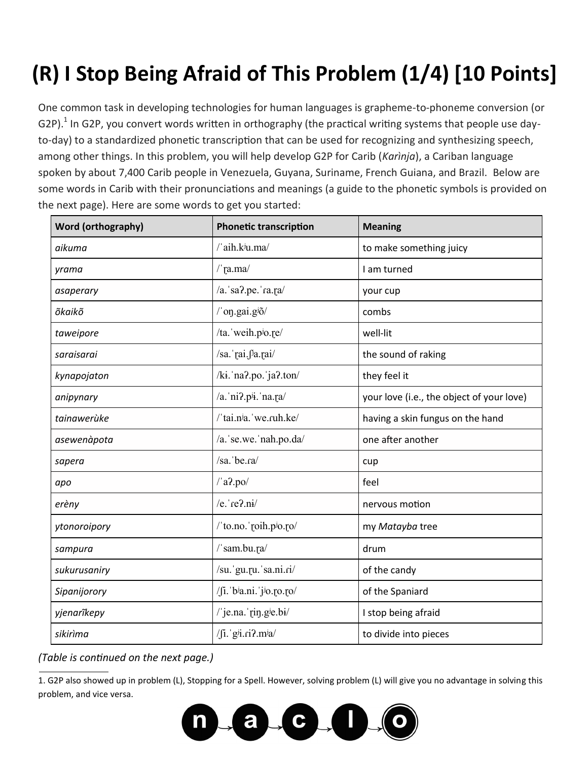# (R) I Stop Being Afraid of This Problem (1/4) [10 Points]

One common task in developing technologies for human languages is grapheme-to-phoneme conversion (or G2P).[1] In G2P, you convert words written in orthography (the practical writing systems that people use day-to-day) to a standardized phonetic transcription that can be used for recognizing and synthesizing speech, among other things. In this problem, you will help develop G2P for Carib (*Karìnja*), a Cariban language spoken by about 7,400 Carib people in Venezuela, Guyana, Suriname, French Guiana, and Brazil. Below are some words in Carib with their pronunciations and meanings (a guide to the phonetic symbols is provided on the next page). Here are some words to get you started:

| Word (orthography) | Phonetic transcription | Meaning |
|---|---|---|
| *aikuma* | /ˈaih.kʲu.ma/ | to make something juicy |
| *yrama* | /ˈɽa.ma/ | I am turned |
| *asaperary* | /a.ˈsaʔ.pe.ˈɾa.ɽa/ | your cup |
| *õkaikõ* | /ˈoŋ.gai.gʲõ/ | combs |
| *taweipore* | /ta.ˈweih.pʲo.ɽe/ | well-lit |
| *saraisarai* | /sa.ˈɽai.ʃʲa.ɽai/ | the sound of raking |
| *kynapojaton* | /kɨ.ˈnaʔ.po.ˈjaʔ.ton/ | they feel it |
| *anipynary* | /a.ˈniʔ.pʲɨ.ˈna.ɽa/ | your love (i.e., the object of your love) |
| *tainawerùke* | /ˈtai.nʲa.ˈwe.ɾuh.ke/ | having a skin fungus on the hand |
| *asewenàpota* | /a.ˈse.we.ˈnah.po.da/ | one after another |
| *sapera* | /sa.ˈbe.ɾa/ | cup |
| *apo* | /ˈaʔ.po/ | feel |
| *erèny* | /e.ˈɾeʔ.nɨ/ | nervous motion |
| *ytonoroipory* | /ˈto.no.ˈɽoih.pʲo.ɽo/ | my *Matayba* tree |
| *sampura* | /ˈsam.bu.ɽa/ | drum |
| *sukurusaniry* | /su.ˈgu.ɽu.ˈsa.ni.ɾi/ | of the candy |
| *Sipanijorory* | /ʃi.ˈbʲa.ni.ˈjʲo.ɽo.ɽo/ | of the Spaniard |
| *yjenarĩkepy* | /ˈje.na.ˈɽiŋ.gʲe.bɨ/ | I stop being afraid |
| *sikirìma* | /ʃi.ˈgʲi.ɾiʔ.mʲa/ | to divide into pieces |

*(Table is continued on the next page.)*

1. G2P also showed up in problem (L), Stopping for a Spell. However, solving problem (L) will give you no advantage in solving this problem, and vice versa.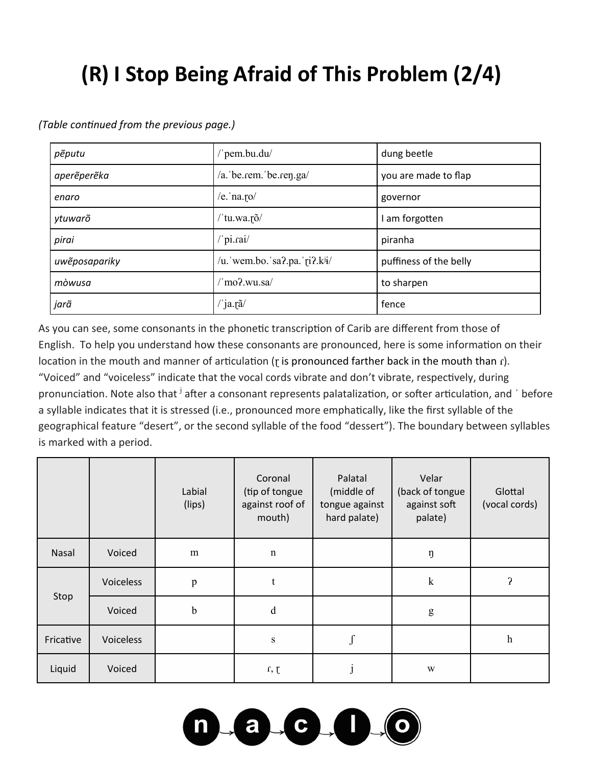# (R) I Stop Being Afraid of This Problem (2/4)

*(Table continued from the previous page.)*

| | | |
|---|---|---|
| *pẽputu* | /ˈpem.bu.du/ | dung beetle |
| *aperẽperẽka* | /a.ˈbe.ɾem.ˈbe.ɾeŋ.ga/ | you are made to flap |
| *enaro* | /e.ˈna.ɽo/ | governor |
| *ytuwarõ* | /ˈtu.wa.ɽõ/ | I am forgotten |
| *pirai* | /ˈpi.ɾai/ | piranha |
| *uwẽposapariky* | /u.ˈwem.bo.ˈsaʔ.pa.ˈɽiʔ.kʲɨ/ | puffiness of the belly |
| *mòwusa* | /ˈmoʔ.wu.sa/ | to sharpen |
| *jarã* | /ˈja.ɽã/ | fence |

As you can see, some consonants in the phonetic transcription of Carib are different from those of English. To help you understand how these consonants are pronounced, here is some information on their location in the mouth and manner of articulation (ɽ is pronounced farther back in the mouth than ɾ). "Voiced" and "voiceless" indicate that the vocal cords vibrate and don't vibrate, respectively, during pronunciation. Note also that ʲ after a consonant represents palatalization, or softer articulation, and ˈ before a syllable indicates that it is stressed (i.e., pronounced more emphatically, like the first syllable of the geographical feature "desert", or the second syllable of the food "dessert"). The boundary between syllables is marked with a period.

| | | Labial (lips) | Coronal (tip of tongue against roof of mouth) | Palatal (middle of tongue against hard palate) | Velar (back of tongue against soft palate) | Glottal (vocal cords) |
|---|---|---|---|---|---|---|
| Nasal | Voiced | m | n | | ŋ | |
| Stop | Voiceless | p | t | | k | ʔ |
| | Voiced | b | d | | g | |
| Fricative | Voiceless | | s | ʃ | | h |
| Liquid | Voiced | | ɾ, ɽ | j | w | |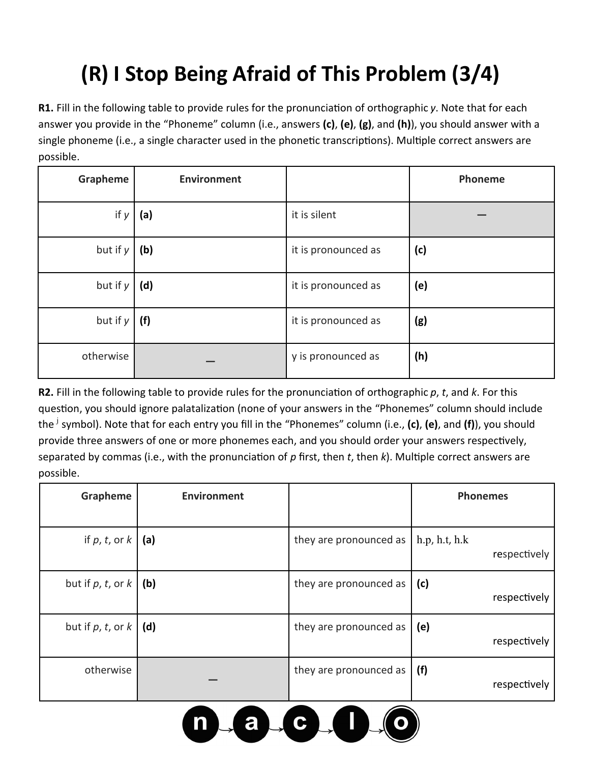# (R) I Stop Being Afraid of This Problem (3/4)

**R1.** Fill in the following table to provide rules for the pronunciation of orthographic *y*. Note that for each answer you provide in the "Phoneme" column (i.e., answers **(c)**, **(e)**, **(g)**, and **(h)**), you should answer with a single phoneme (i.e., a single character used in the phonetic transcriptions). Multiple correct answers are possible.

| Grapheme | Environment | | Phoneme |
|---|---|---|---|
| if *y* | **(a)** | it is silent | — |
| but if *y* | **(b)** | it is pronounced as | **(c)** |
| but if *y* | **(d)** | it is pronounced as | **(e)** |
| but if *y* | **(f)** | it is pronounced as | **(g)** |
| otherwise | — | y is pronounced as | **(h)** |

**R2.** Fill in the following table to provide rules for the pronunciation of orthographic *p*, *t*, and *k*. For this question, you should ignore palatalization (none of your answers in the "Phonemes" column should include the $^{j}$ symbol). Note that for each entry you fill in the "Phonemes" column (i.e., **(c)**, **(e)**, and **(f)**), you should provide three answers of one or more phonemes each, and you should order your answers respectively, separated by commas (i.e., with the pronunciation of *p* first, then *t*, then *k*). Multiple correct answers are possible.

| Grapheme | Environment | | Phonemes |
|---|---|---|---|
| if *p*, *t*, or *k* | **(a)** | they are pronounced as | h.p, h.t, h.k respectively |
| but if *p*, *t*, or *k* | **(b)** | they are pronounced as | **(c)** respectively |
| but if *p*, *t*, or *k* | **(d)** | they are pronounced as | **(e)** respectively |
| otherwise | — | they are pronounced as | **(f)** respectively |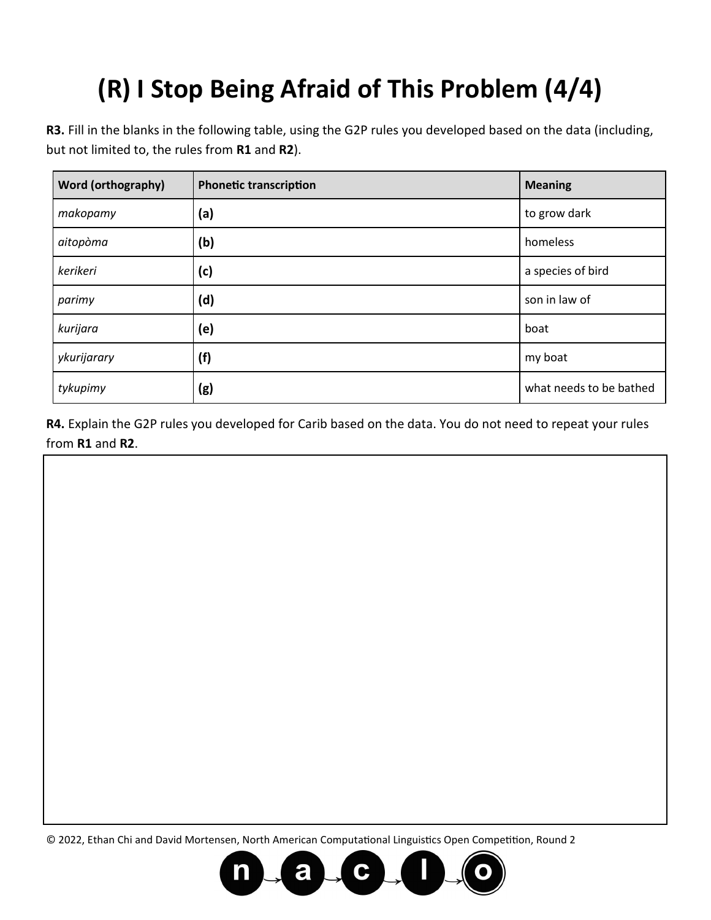# (R) I Stop Being Afraid of This Problem (4/4)

**R3.** Fill in the blanks in the following table, using the G2P rules you developed based on the data (including, but not limited to, the rules from **R1** and **R2**).

| Word (orthography) | Phonetic transcription | Meaning |
| --- | --- | --- |
| *makopamy* | **(a)** | to grow dark |
| *aitopòma* | **(b)** | homeless |
| *kerikeri* | **(c)** | a species of bird |
| *parimy* | **(d)** | son in law of |
| *kurijara* | **(e)** | boat |
| *ykurijarary* | **(f)** | my boat |
| *tykupimy* | **(g)** | what needs to be bathed |

**R4.** Explain the G2P rules you developed for Carib based on the data. You do not need to repeat your rules from **R1** and **R2**.

© 2022, Ethan Chi and David Mortensen, North American Computational Linguistics Open Competition, Round 2